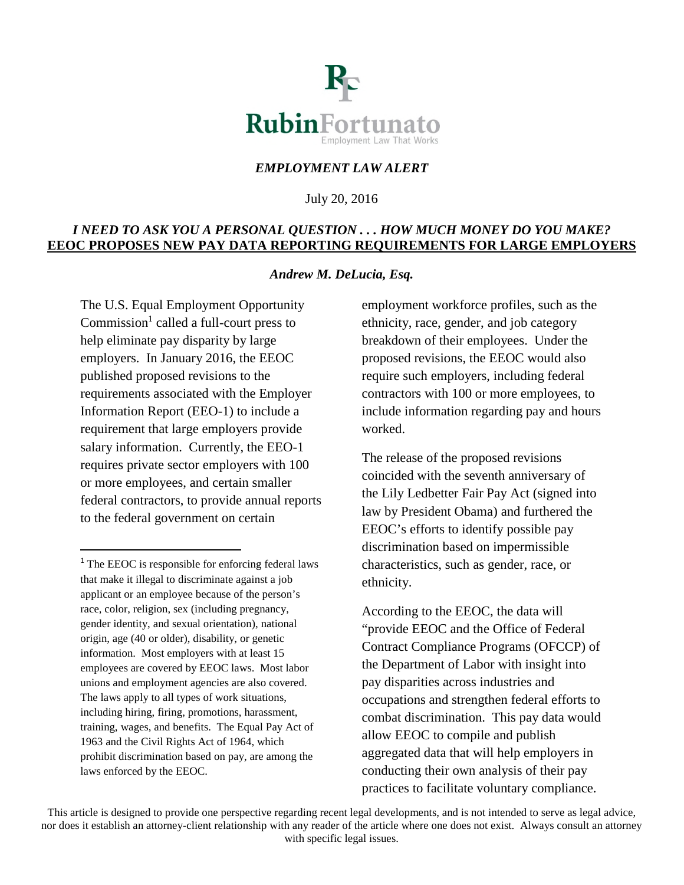**RubinFortunato**
Employment Law That Works

*EMPLOYMENT LAW ALERT*

July 20, 2016

## *I NEED TO ASK YOU A PERSONAL QUESTION . . . HOW MUCH MONEY DO YOU MAKE?* EEOC PROPOSES NEW PAY DATA REPORTING REQUIREMENTS FOR LARGE EMPLOYERS

***Andrew M. DeLucia, Esq.***

The U.S. Equal Employment Opportunity Commission[1] called a full-court press to help eliminate pay disparity by large employers. In January 2016, the EEOC published proposed revisions to the requirements associated with the Employer Information Report (EEO-1) to include a requirement that large employers provide salary information. Currently, the EEO-1 requires private sector employers with 100 or more employees, and certain smaller federal contractors, to provide annual reports to the federal government on certain employment workforce profiles, such as the ethnicity, race, gender, and job category breakdown of their employees. Under the proposed revisions, the EEOC would also require such employers, including federal contractors with 100 or more employees, to include information regarding pay and hours worked.

The release of the proposed revisions coincided with the seventh anniversary of the Lily Ledbetter Fair Pay Act (signed into law by President Obama) and furthered the EEOC's efforts to identify possible pay discrimination based on impermissible characteristics, such as gender, race, or ethnicity.

According to the EEOC, the data will "provide EEOC and the Office of Federal Contract Compliance Programs (OFCCP) of the Department of Labor with insight into pay disparities across industries and occupations and strengthen federal efforts to combat discrimination. This pay data would allow EEOC to compile and publish aggregated data that will help employers in conducting their own analysis of their pay practices to facilitate voluntary compliance.

[1] The EEOC is responsible for enforcing federal laws that make it illegal to discriminate against a job applicant or an employee because of the person's race, color, religion, sex (including pregnancy, gender identity, and sexual orientation), national origin, age (40 or older), disability, or genetic information. Most employers with at least 15 employees are covered by EEOC laws. Most labor unions and employment agencies are also covered. The laws apply to all types of work situations, including hiring, firing, promotions, harassment, training, wages, and benefits. The Equal Pay Act of 1963 and the Civil Rights Act of 1964, which prohibit discrimination based on pay, are among the laws enforced by the EEOC.

This article is designed to provide one perspective regarding recent legal developments, and is not intended to serve as legal advice, nor does it establish an attorney-client relationship with any reader of the article where one does not exist. Always consult an attorney with specific legal issues.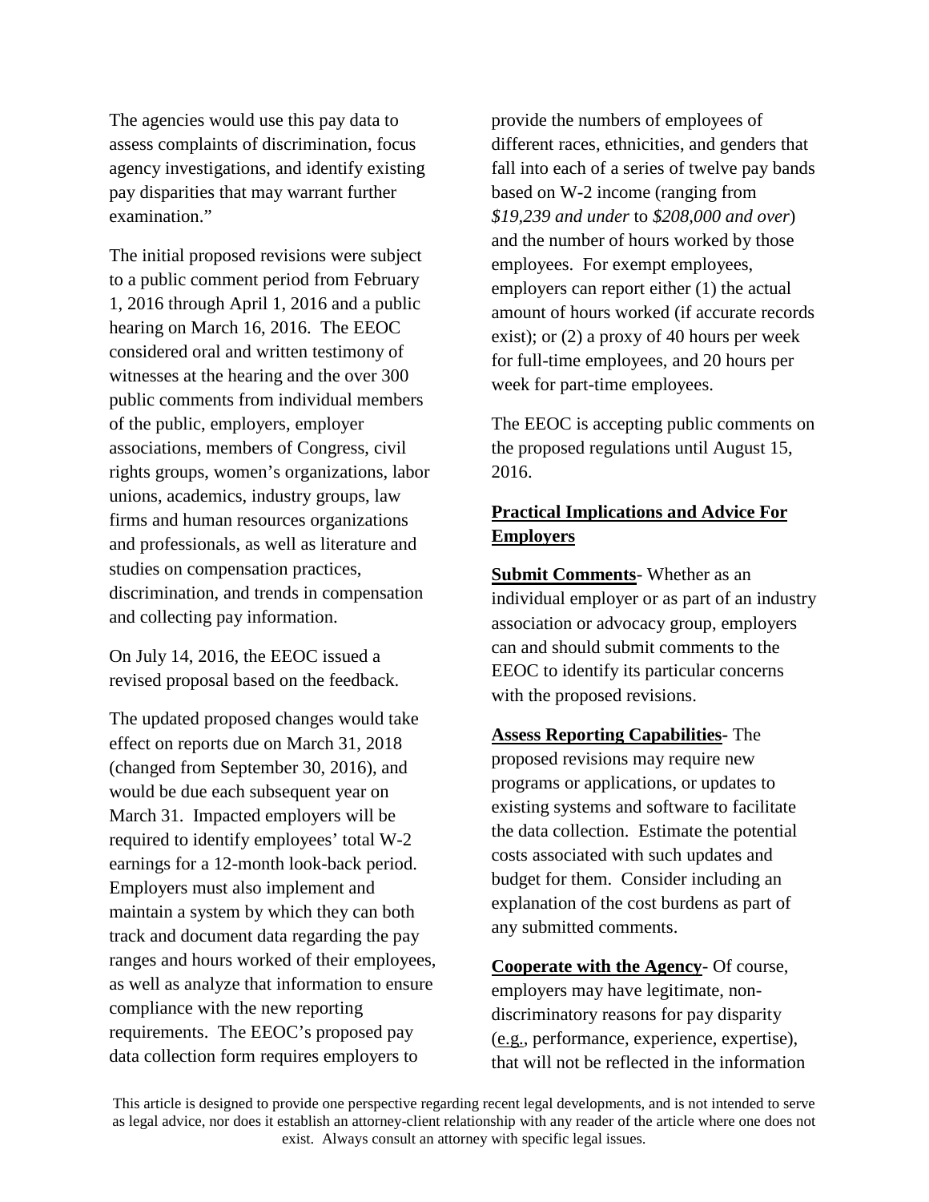The agencies would use this pay data to assess complaints of discrimination, focus agency investigations, and identify existing pay disparities that may warrant further examination."

The initial proposed revisions were subject to a public comment period from February 1, 2016 through April 1, 2016 and a public hearing on March 16, 2016. The EEOC considered oral and written testimony of witnesses at the hearing and the over 300 public comments from individual members of the public, employers, employer associations, members of Congress, civil rights groups, women's organizations, labor unions, academics, industry groups, law firms and human resources organizations and professionals, as well as literature and studies on compensation practices, discrimination, and trends in compensation and collecting pay information.

On July 14, 2016, the EEOC issued a revised proposal based on the feedback.

The updated proposed changes would take effect on reports due on March 31, 2018 (changed from September 30, 2016), and would be due each subsequent year on March 31. Impacted employers will be required to identify employees' total W-2 earnings for a 12-month look-back period. Employers must also implement and maintain a system by which they can both track and document data regarding the pay ranges and hours worked of their employees, as well as analyze that information to ensure compliance with the new reporting requirements. The EEOC's proposed pay data collection form requires employers to provide the numbers of employees of different races, ethnicities, and genders that fall into each of a series of twelve pay bands based on W-2 income (ranging from *$19,239 and under* to *$208,000 and over*) and the number of hours worked by those employees. For exempt employees, employers can report either (1) the actual amount of hours worked (if accurate records exist); or (2) a proxy of 40 hours per week for full-time employees, and 20 hours per week for part-time employees.

The EEOC is accepting public comments on the proposed regulations until August 15, 2016.

## Practical Implications and Advice For Employers

**Submit Comments**- Whether as an individual employer or as part of an industry association or advocacy group, employers can and should submit comments to the EEOC to identify its particular concerns with the proposed revisions.

**Assess Reporting Capabilities**- The proposed revisions may require new programs or applications, or updates to existing systems and software to facilitate the data collection. Estimate the potential costs associated with such updates and budget for them. Consider including an explanation of the cost burdens as part of any submitted comments.

**Cooperate with the Agency**- Of course, employers may have legitimate, non-discriminatory reasons for pay disparity (e.g., performance, experience, expertise), that will not be reflected in the information

This article is designed to provide one perspective regarding recent legal developments, and is not intended to serve as legal advice, nor does it establish an attorney-client relationship with any reader of the article where one does not exist. Always consult an attorney with specific legal issues.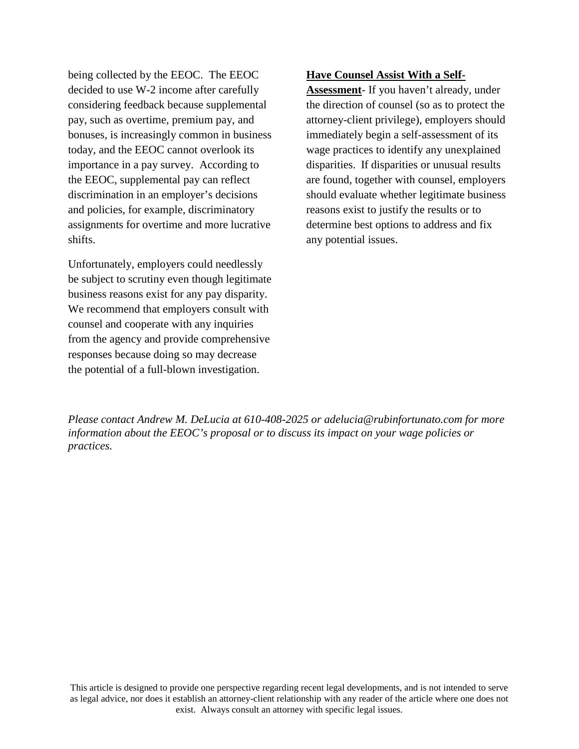being collected by the EEOC. The EEOC decided to use W-2 income after carefully considering feedback because supplemental pay, such as overtime, premium pay, and bonuses, is increasingly common in business today, and the EEOC cannot overlook its importance in a pay survey. According to the EEOC, supplemental pay can reflect discrimination in an employer's decisions and policies, for example, discriminatory assignments for overtime and more lucrative shifts.

Unfortunately, employers could needlessly be subject to scrutiny even though legitimate business reasons exist for any pay disparity. We recommend that employers consult with counsel and cooperate with any inquiries from the agency and provide comprehensive responses because doing so may decrease the potential of a full-blown investigation.

**Have Counsel Assist With a Self-Assessment**- If you haven't already, under the direction of counsel (so as to protect the attorney-client privilege), employers should immediately begin a self-assessment of its wage practices to identify any unexplained disparities. If disparities or unusual results are found, together with counsel, employers should evaluate whether legitimate business reasons exist to justify the results or to determine best options to address and fix any potential issues.

*Please contact Andrew M. DeLucia at 610-408-2025 or adelucia@rubinfortunato.com for more information about the EEOC's proposal or to discuss its impact on your wage policies or practices.*

This article is designed to provide one perspective regarding recent legal developments, and is not intended to serve as legal advice, nor does it establish an attorney-client relationship with any reader of the article where one does not exist. Always consult an attorney with specific legal issues.